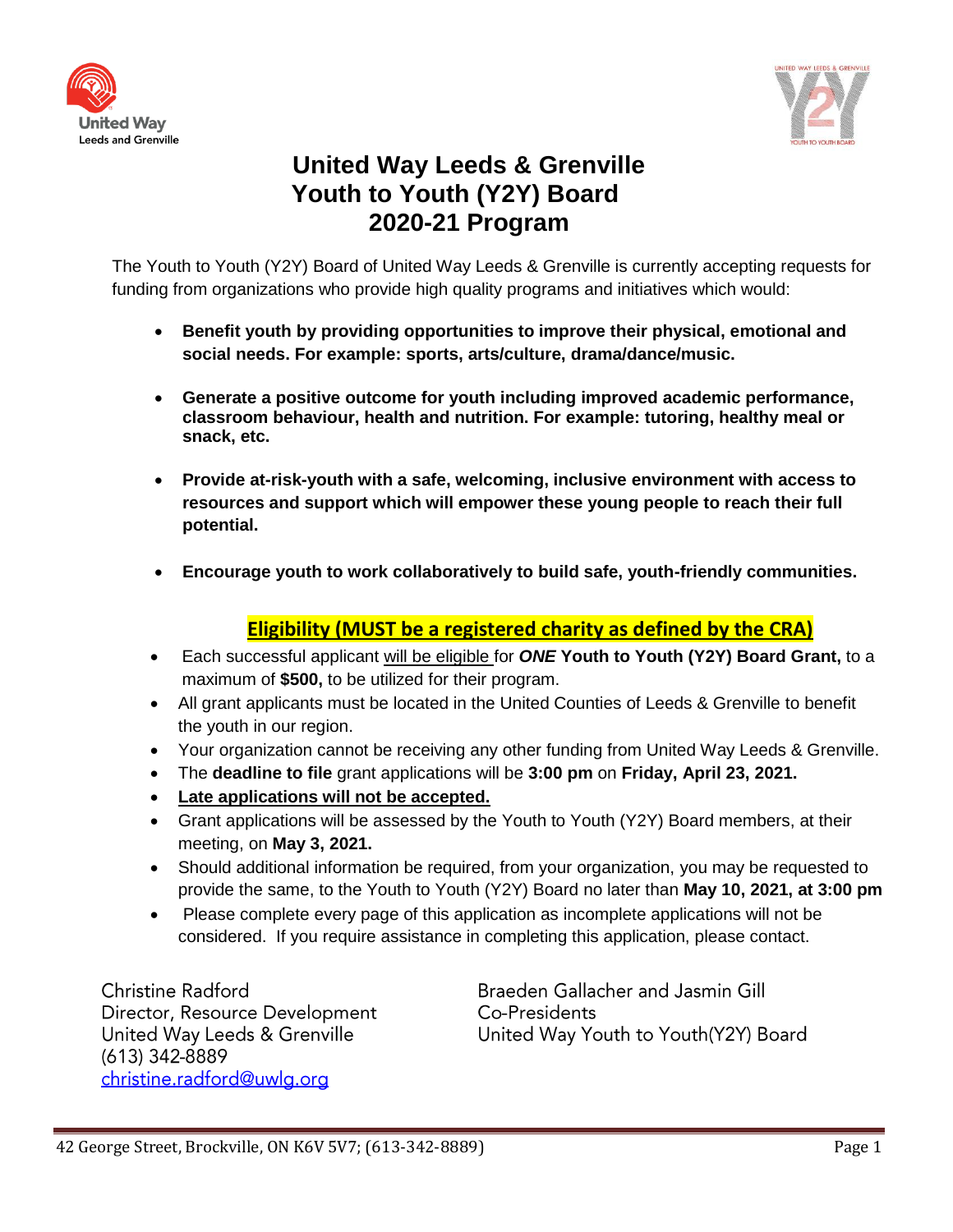# United Way Leeds & Grenville
# Youth to Youth (Y2Y) Board
# 2020-21 Program

The Youth to Youth (Y2Y) Board of United Way Leeds & Grenville is currently accepting requests for funding from organizations who provide high quality programs and initiatives which would:

- **Benefit youth by providing opportunities to improve their physical, emotional and social needs. For example: sports, arts/culture, drama/dance/music.**
- **Generate a positive outcome for youth including improved academic performance, classroom behaviour, health and nutrition. For example: tutoring, healthy meal or snack, etc.**
- **Provide at-risk-youth with a safe, welcoming, inclusive environment with access to resources and support which will empower these young people to reach their full potential.**
- **Encourage youth to work collaboratively to build safe, youth-friendly communities.**

## Eligibility (MUST be a registered charity as defined by the CRA)

- Each successful applicant will be eligible for ***ONE*** **Youth to Youth (Y2Y) Board Grant,** to a maximum of **$500,** to be utilized for their program.
- All grant applicants must be located in the United Counties of Leeds & Grenville to benefit the youth in our region.
- Your organization cannot be receiving any other funding from United Way Leeds & Grenville.
- The **deadline to file** grant applications will be **3:00 pm** on **Friday, April 23, 2021.**
- **Late applications will not be accepted.**
- Grant applications will be assessed by the Youth to Youth (Y2Y) Board members, at their meeting, on **May 3, 2021.**
- Should additional information be required, from your organization, you may be requested to provide the same, to the Youth to Youth (Y2Y) Board no later than **May 10, 2021, at 3:00 pm**
- Please complete every page of this application as incomplete applications will not be considered. If you require assistance in completing this application, please contact.

Christine Radford
Director, Resource Development
United Way Leeds & Grenville
(613) 342-8889
christine.radford@uwlg.org

Braeden Gallacher and Jasmin Gill
Co-Presidents
United Way Youth to Youth(Y2Y) Board

42 George Street, Brockville, ON K6V 5V7; (613-342-8889)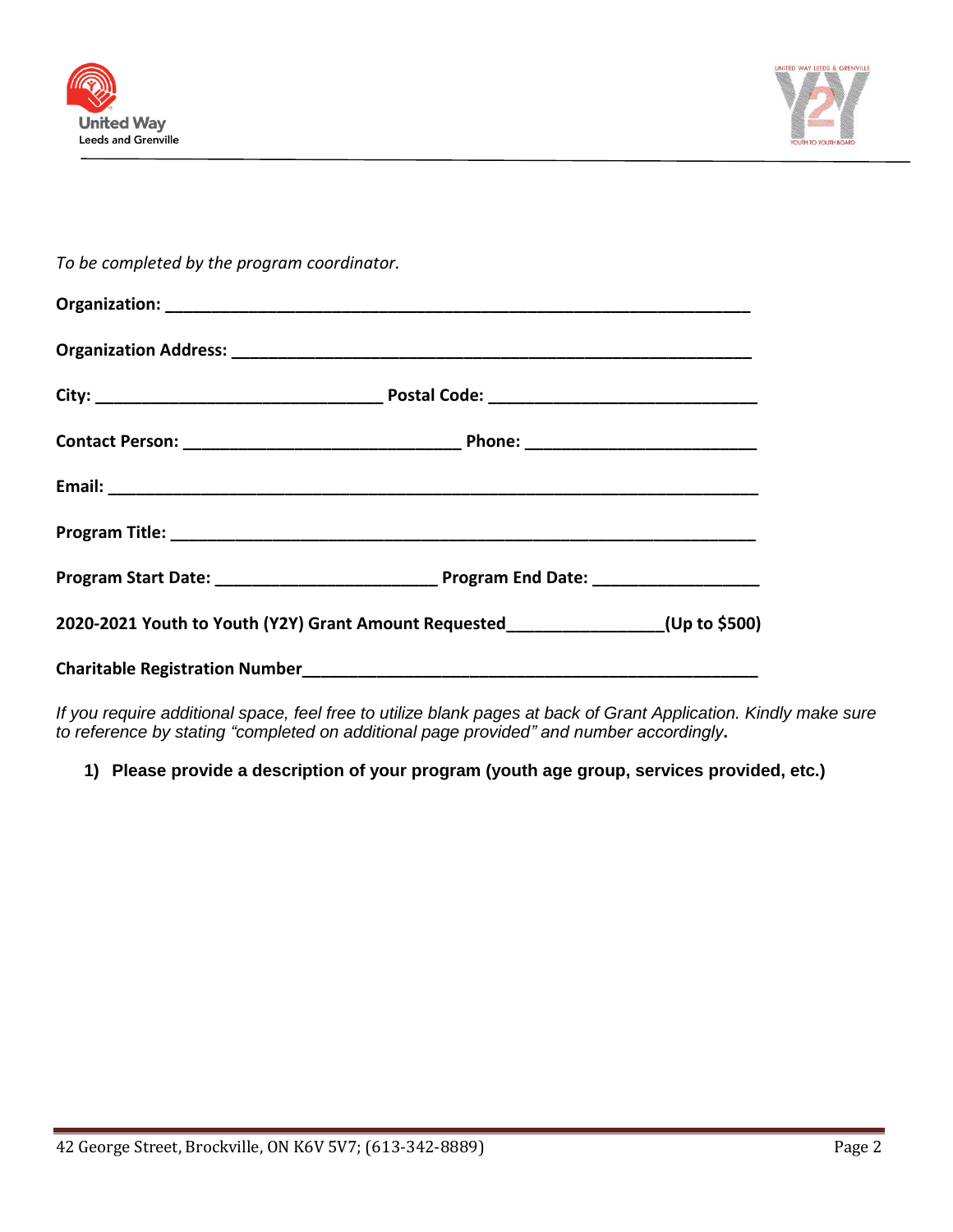*To be completed by the program coordinator.*

**Organization: ____________________________________________________________________**

**Organization Address: ____________________________________________________________**

**City: ________________________________ Postal Code: _____________________________**

**Contact Person: _______________________________ Phone: __________________________**

**Email: __________________________________________________________________________**

**Program Title: ___________________________________________________________________**

**Program Start Date: _________________________ Program End Date: __________________**

**2020-2021 Youth to Youth (Y2Y) Grant Amount Requested_________________(Up to $500)**

**Charitable Registration Number___________________________________________________**

*If you require additional space, feel free to utilize blank pages at back of Grant Application. Kindly make sure to reference by stating "completed on additional page provided" and number accordingly***.**

1) **Please provide a description of your program (youth age group, services provided, etc.)**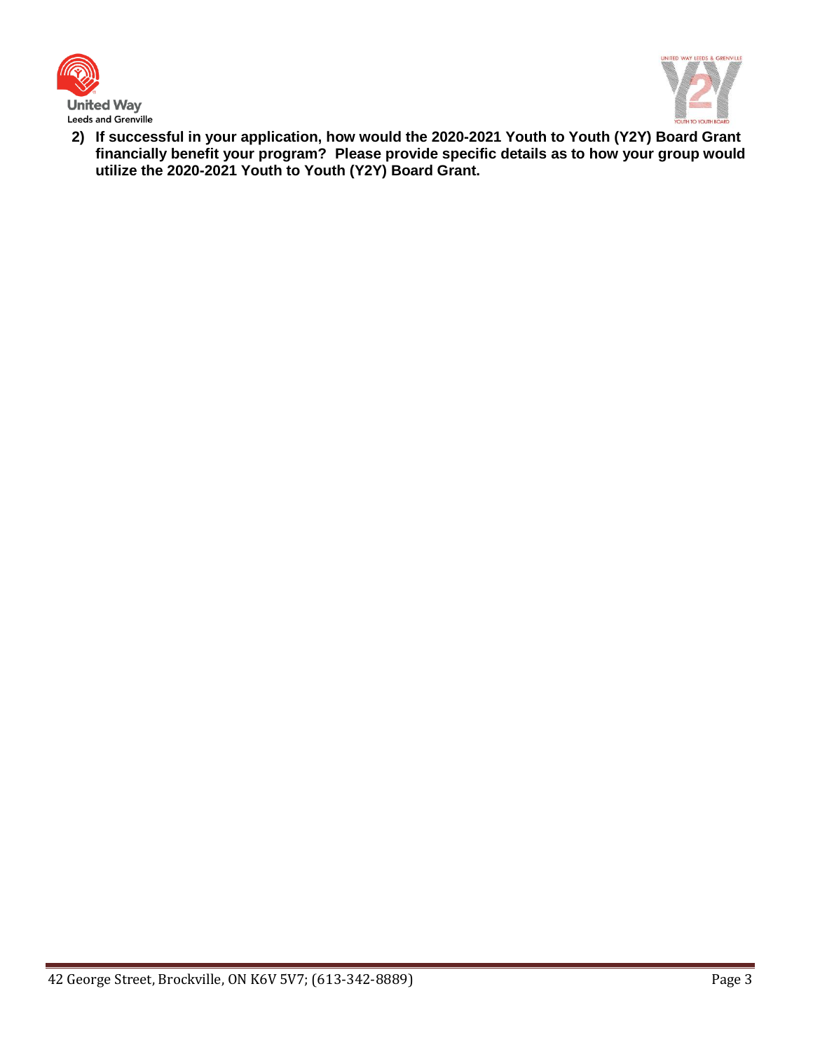**2) If successful in your application, how would the 2020-2021 Youth to Youth (Y2Y) Board Grant financially benefit your program? Please provide specific details as to how your group would utilize the 2020-2021 Youth to Youth (Y2Y) Board Grant.**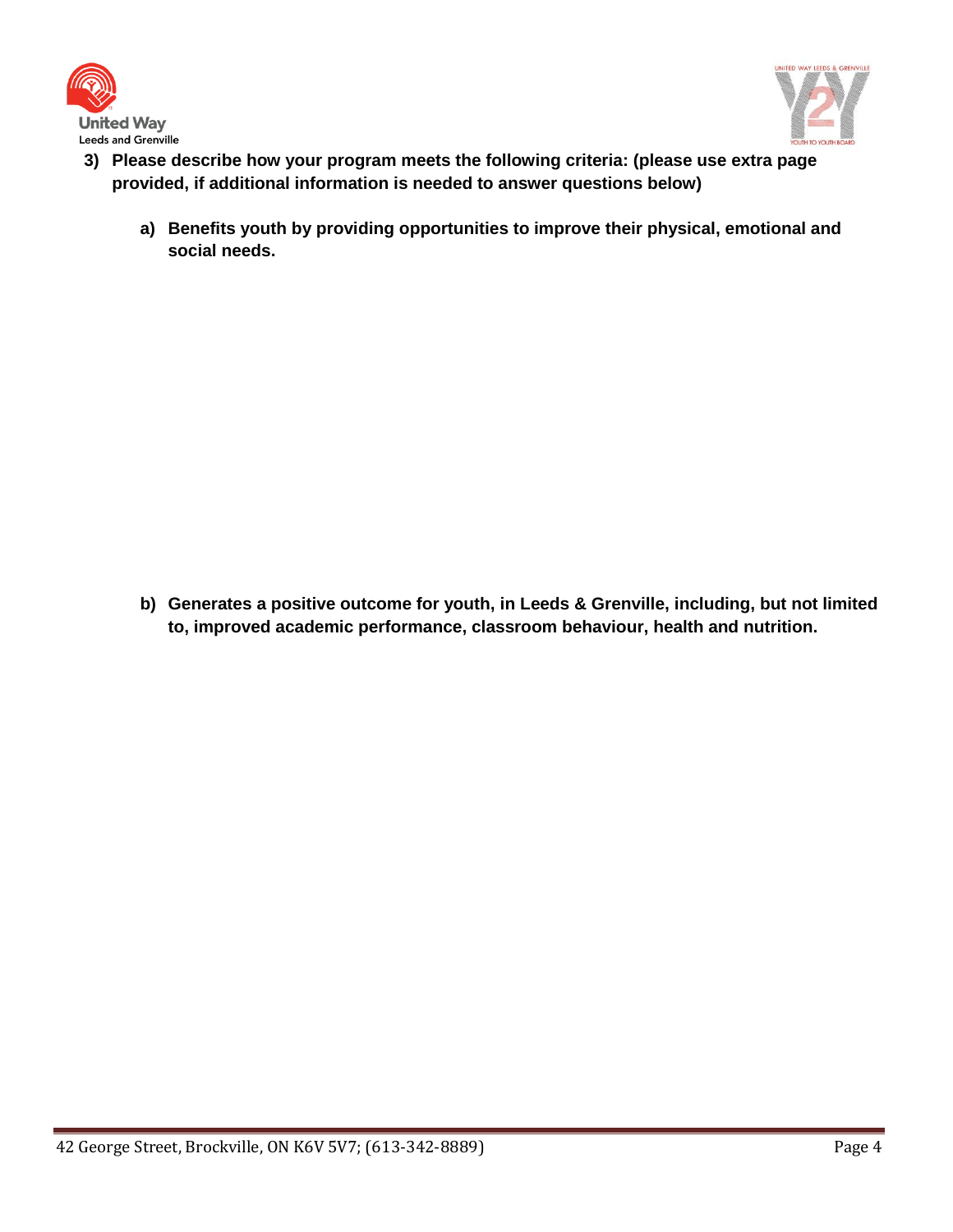3) **Please describe how your program meets the following criteria: (please use extra page provided, if additional information is needed to answer questions below)**

   a) **Benefits youth by providing opportunities to improve their physical, emotional and social needs.**

   b) **Generates a positive outcome for youth, in Leeds & Grenville, including, but not limited to, improved academic performance, classroom behaviour, health and nutrition.**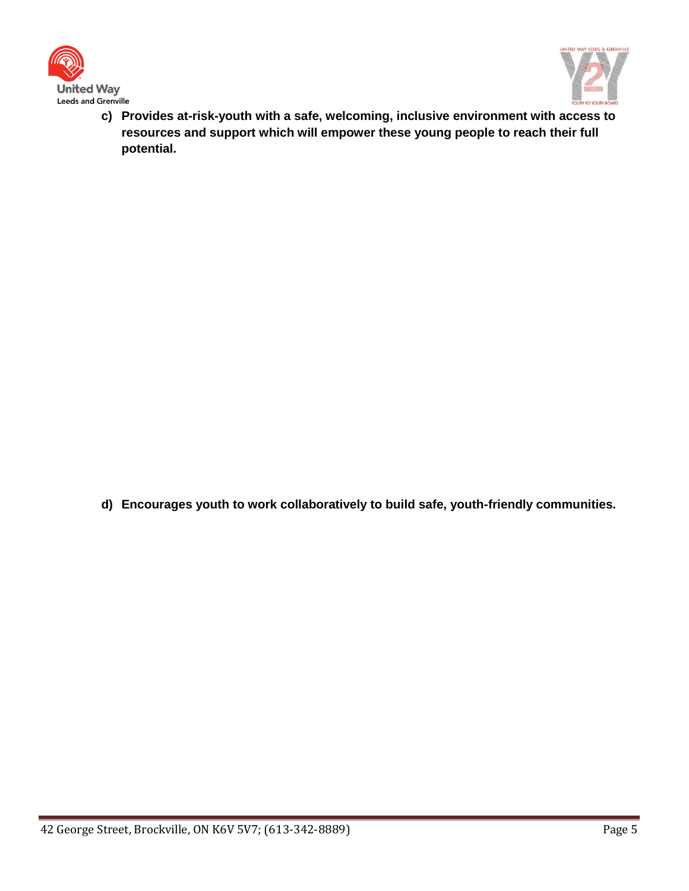c) **Provides at-risk-youth with a safe, welcoming, inclusive environment with access to resources and support which will empower these young people to reach their full potential.**

d) **Encourages youth to work collaboratively to build safe, youth-friendly communities.**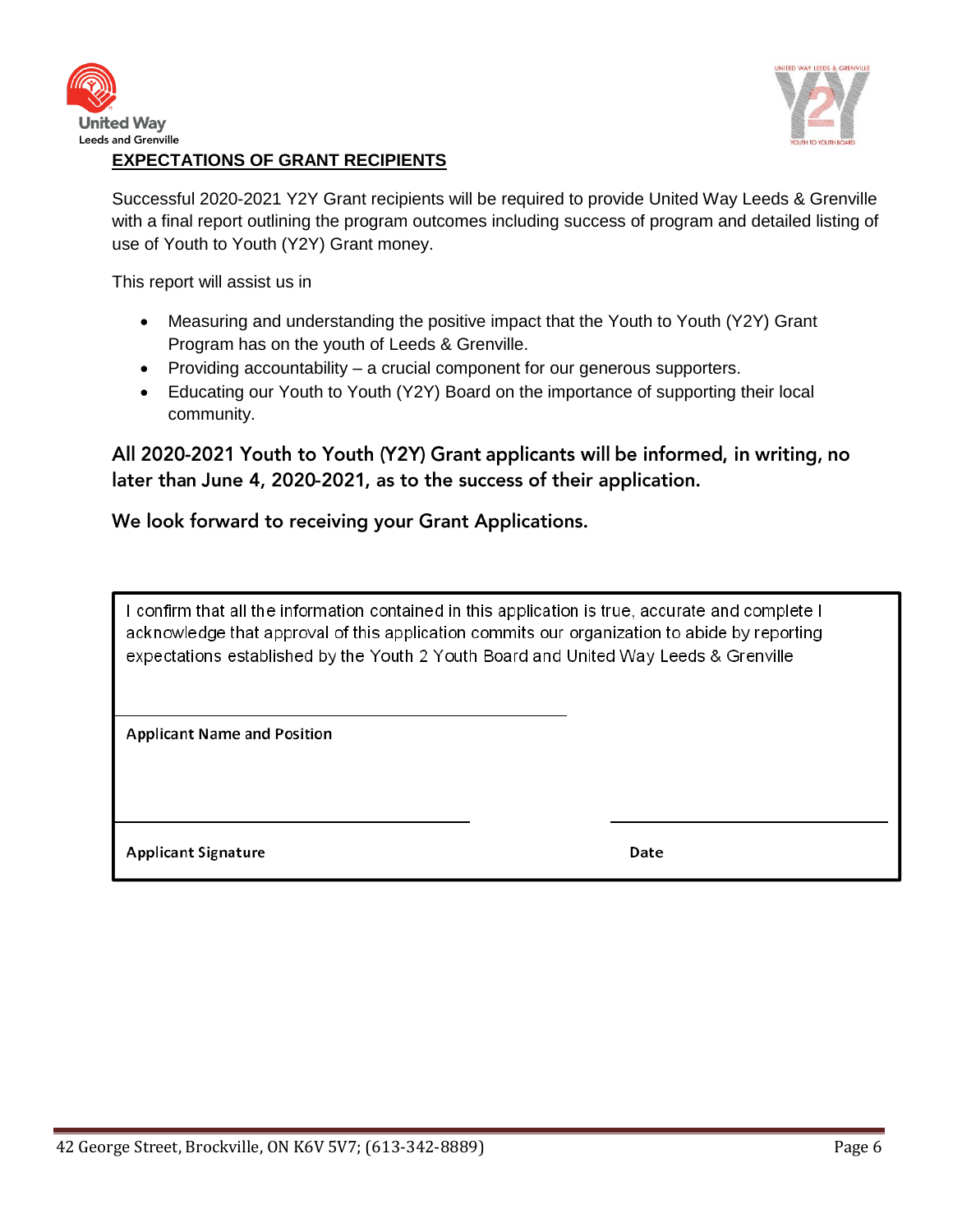## EXPECTATIONS OF GRANT RECIPIENTS

Successful 2020-2021 Y2Y Grant recipients will be required to provide United Way Leeds & Grenville with a final report outlining the program outcomes including success of program and detailed listing of use of Youth to Youth (Y2Y) Grant money.

This report will assist us in

- Measuring and understanding the positive impact that the Youth to Youth (Y2Y) Grant Program has on the youth of Leeds & Grenville.
- Providing accountability – a crucial component for our generous supporters.
- Educating our Youth to Youth (Y2Y) Board on the importance of supporting their local community.

**All 2020-2021 Youth to Youth (Y2Y) Grant applicants will be informed, in writing, no later than June 4, 2020-2021, as to the success of their application.**

**We look forward to receiving your Grant Applications.**

I confirm that all the information contained in this application is true, accurate and complete I acknowledge that approval of this application commits our organization to abide by reporting expectations established by the Youth 2 Youth Board and United Way Leeds & Grenville

______________________________

**Applicant Name and Position**

______________________________ ______________________________

**Applicant Signature** **Date**